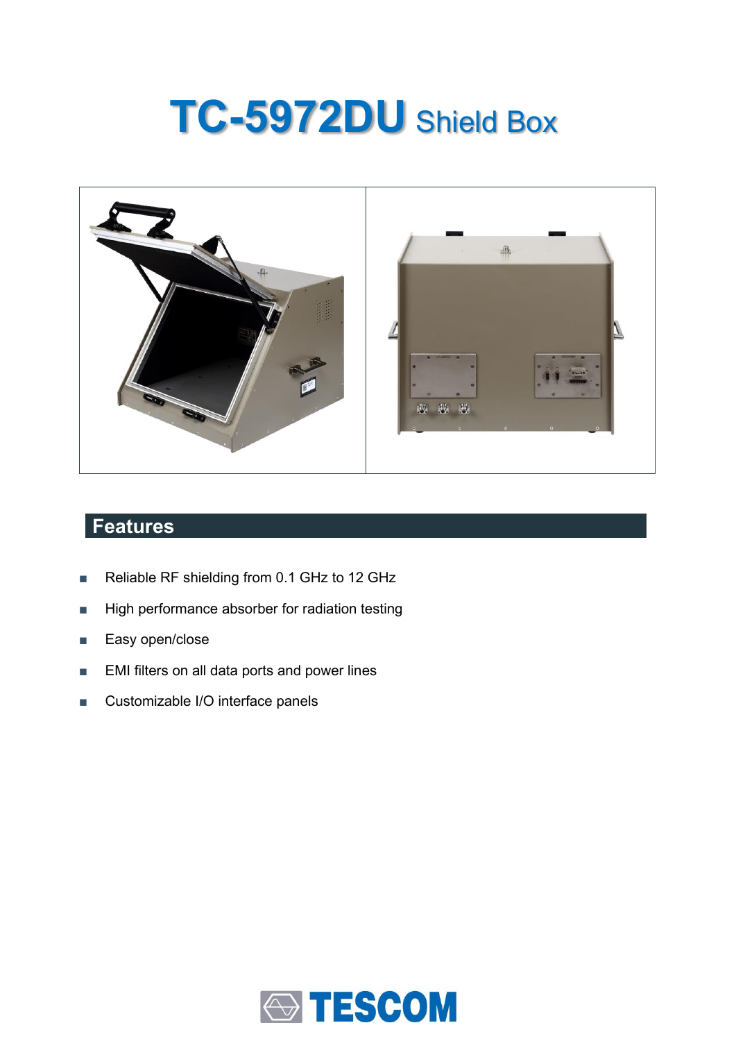# TC-5972DU Shield Box

## Features

- Reliable RF shielding from 0.1 GHz to 12 GHz
- High performance absorber for radiation testing
- Easy open/close
- EMI filters on all data ports and power lines
- Customizable I/O interface panels

TESCOM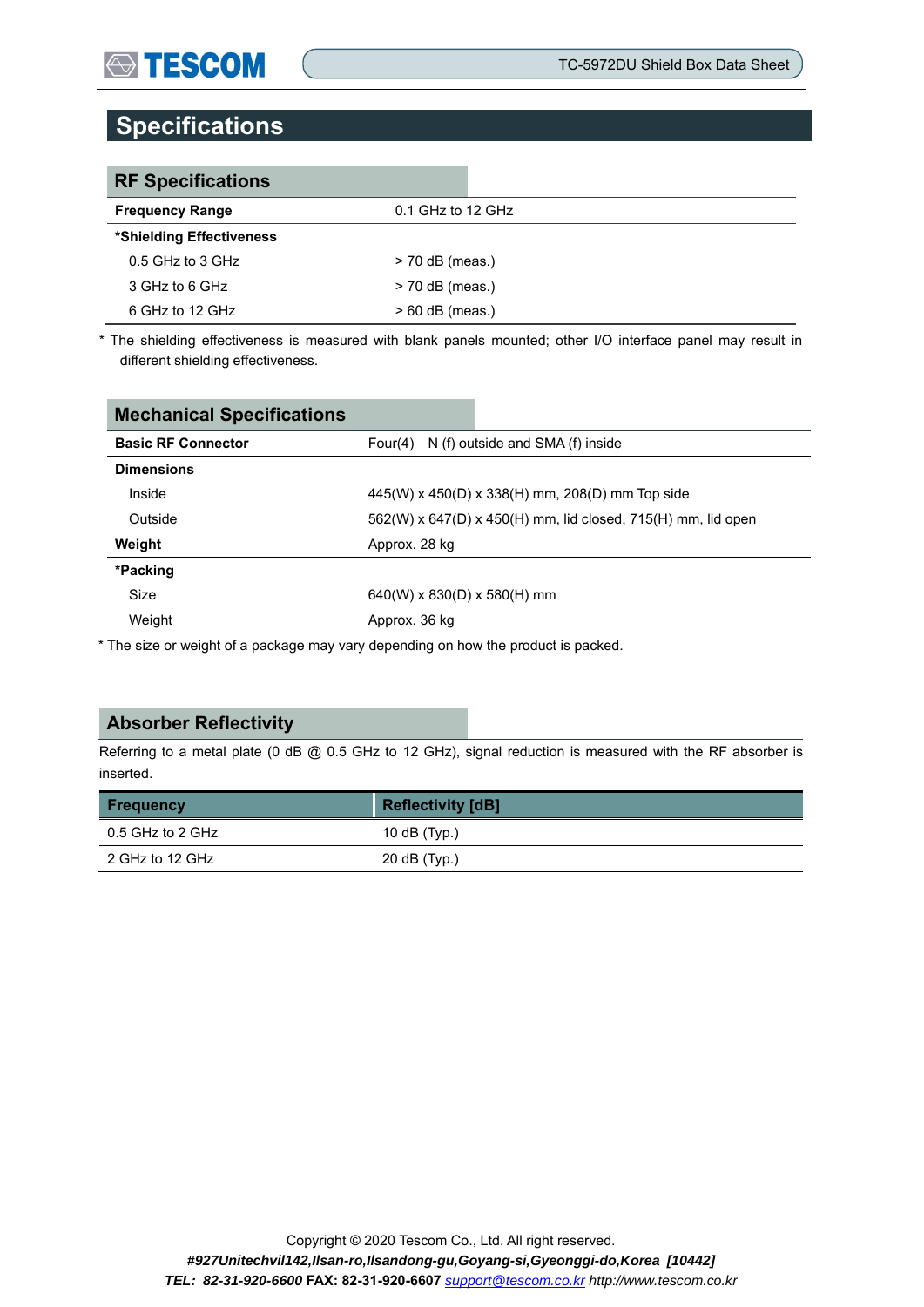# Specifications

## RF Specifications

| | |
|---|---|
| **Frequency Range** | 0.1 GHz to 12 GHz |
| ***Shielding Effectiveness** | |
| 0.5 GHz to 3 GHz | > 70 dB (meas.) |
| 3 GHz to 6 GHz | > 70 dB (meas.) |
| 6 GHz to 12 GHz | > 60 dB (meas.) |

* The shielding effectiveness is measured with blank panels mounted; other I/O interface panel may result in different shielding effectiveness.

## Mechanical Specifications

| | |
|---|---|
| **Basic RF Connector** | Four(4) N (f) outside and SMA (f) inside |
| **Dimensions** | |
| Inside | 445(W) x 450(D) x 338(H) mm, 208(D) mm Top side |
| Outside | 562(W) x 647(D) x 450(H) mm, lid closed, 715(H) mm, lid open |
| **Weight** | Approx. 28 kg |
| ***Packing** | |
| Size | 640(W) x 830(D) x 580(H) mm |
| Weight | Approx. 36 kg |

* The size or weight of a package may vary depending on how the product is packed.

## Absorber Reflectivity

Referring to a metal plate (0 dB @ 0.5 GHz to 12 GHz), signal reduction is measured with the RF absorber is inserted.

| Frequency | Reflectivity [dB] |
|---|---|
| 0.5 GHz to 2 GHz | 10 dB (Typ.) |
| 2 GHz to 12 GHz | 20 dB (Typ.) |

Copyright © 2020 Tescom Co., Ltd. All right reserved.

***#927Unitechvil142,Ilsan-ro,Ilsandong-gu,Goyang-si,Gyeonggi-do,Korea [10442]***

***TEL: 82-31-920-6600*** **FAX: 82-31-920-6607** *support@tescom.co.kr* *http://www.tescom.co.kr*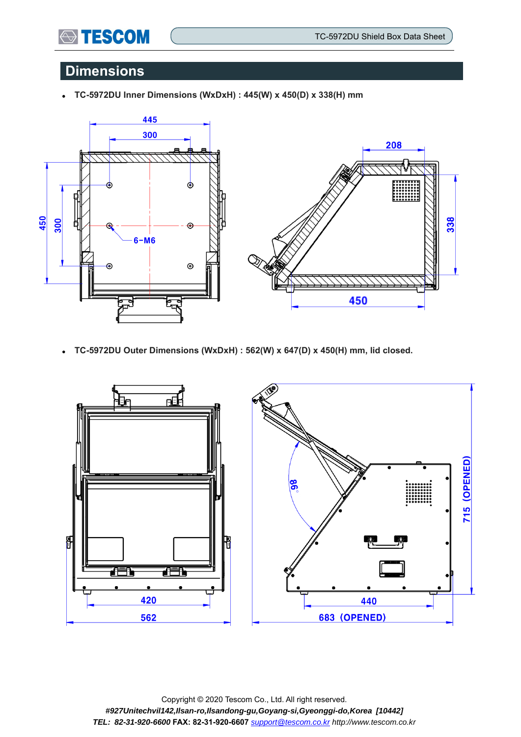## Dimensions

- **TC-5972DU Inner Dimensions (WxDxH) : 445(W) x 450(D) x 338(H) mm**

- **TC-5972DU Outer Dimensions (WxDxH) : 562(W) x 647(D) x 450(H) mm, lid closed.**

Copyright © 2020 Tescom Co., Ltd. All right reserved.

***#927Unitechvil142,Ilsan-ro,Ilsandong-gu,Goyang-si,Gyeonggi-do,Korea [10442]***

***TEL: 82-31-920-6600*** **FAX: 82-31-920-6607** *support@tescom.co.kr http://www.tescom.co.kr*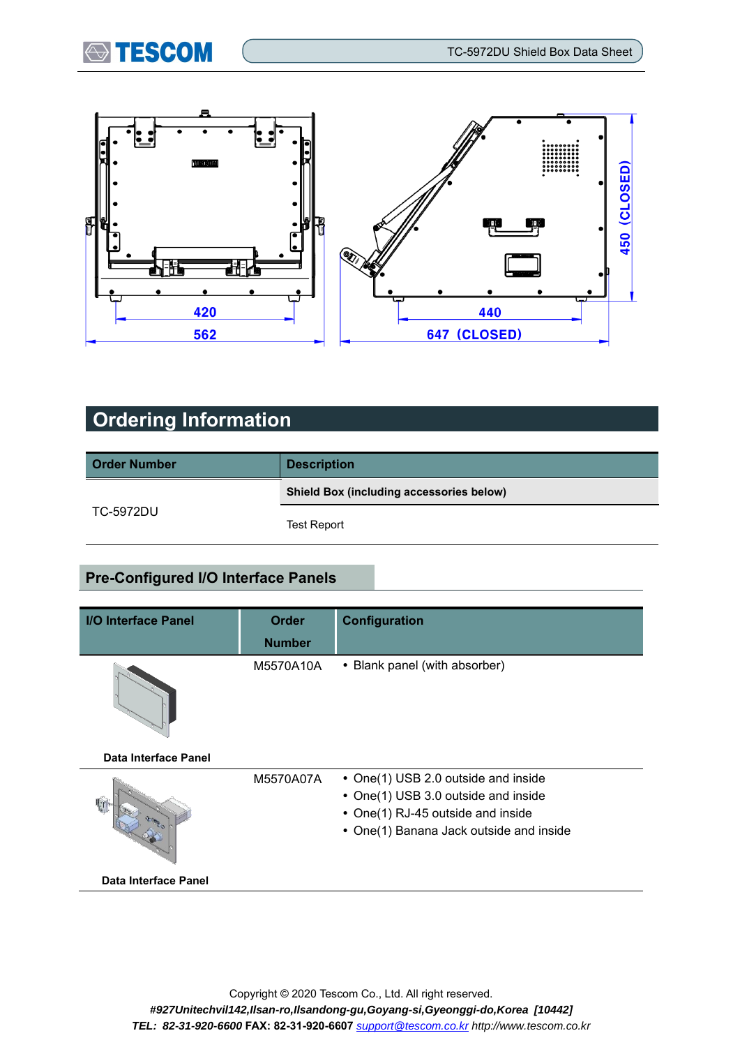420

562

440

647 (CLOSED)

450 (CLOSED)

## Ordering Information

| Order Number | Description |
|---|---|
| TC-5972DU | **Shield Box (including accessories below)** |
| | Test Report |

### Pre-Configured I/O Interface Panels

| I/O Interface Panel | Order Number | Configuration |
|---|---|---|
| **Data Interface Panel** | M5570A10A | • Blank panel (with absorber) |
| **Data Interface Panel** | M5570A07A | • One(1) USB 2.0 outside and inside<br>• One(1) USB 3.0 outside and inside<br>• One(1) RJ-45 outside and inside<br>• One(1) Banana Jack outside and inside |

Copyright © 2020 Tescom Co., Ltd. All right reserved.

*#927Unitechvil142,Ilsan-ro,Ilsandong-gu,Goyang-si,Gyeonggi-do,Korea [10442]*

*TEL: 82-31-920-6600* **FAX: 82-31-920-6607** support@tescom.co.kr *http://www.tescom.co.kr*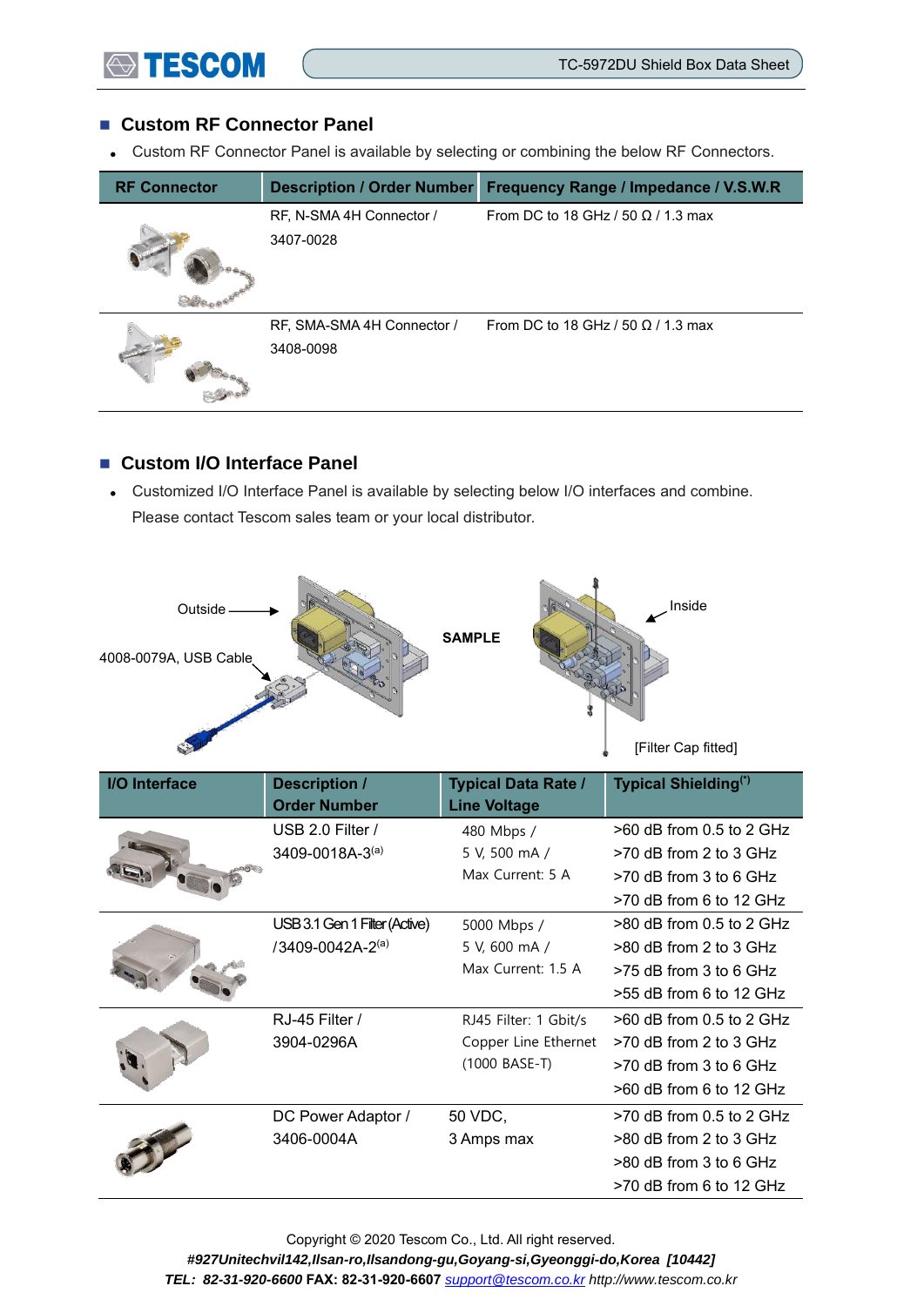## Custom RF Connector Panel

- Custom RF Connector Panel is available by selecting or combining the below RF Connectors.

| RF Connector | Description / Order Number | Frequency Range / Impedance / V.S.W.R |
|---|---|---|
| | RF, N-SMA 4H Connector / 3407-0028 | From DC to 18 GHz / 50 Ω / 1.3 max |
| | RF, SMA-SMA 4H Connector / 3408-0098 | From DC to 18 GHz / 50 Ω / 1.3 max |

## Custom I/O Interface Panel

- Customized I/O Interface Panel is available by selecting below I/O interfaces and combine. Please contact Tescom sales team or your local distributor.

Outside

4008-0079A, USB Cable

SAMPLE

Inside

[Filter Cap fitted]

| I/O Interface | Description / Order Number | Typical Data Rate / Line Voltage | Typical Shielding[*] |
|---|---|---|---|
| | USB 2.0 Filter / 3409-0018A-3[a] | 480 Mbps / 5 V, 500 mA / Max Current: 5 A | >60 dB from 0.5 to 2 GHz<br>>70 dB from 2 to 3 GHz<br>>70 dB from 3 to 6 GHz<br>>70 dB from 6 to 12 GHz |
| | USB 3.1 Gen 1 Filter (Active) /3409-0042A-2[a] | 5000 Mbps / 5 V, 600 mA / Max Current: 1.5 A | >80 dB from 0.5 to 2 GHz<br>>80 dB from 2 to 3 GHz<br>>75 dB from 3 to 6 GHz<br>>55 dB from 6 to 12 GHz |
| | RJ-45 Filter / 3904-0296A | RJ45 Filter: 1 Gbit/s Copper Line Ethernet (1000 BASE-T) | >60 dB from 0.5 to 2 GHz<br>>70 dB from 2 to 3 GHz<br>>70 dB from 3 to 6 GHz<br>>60 dB from 6 to 12 GHz |
| | DC Power Adaptor / 3406-0004A | 50 VDC, 3 Amps max | >70 dB from 0.5 to 2 GHz<br>>80 dB from 2 to 3 GHz<br>>80 dB from 3 to 6 GHz<br>>70 dB from 6 to 12 GHz |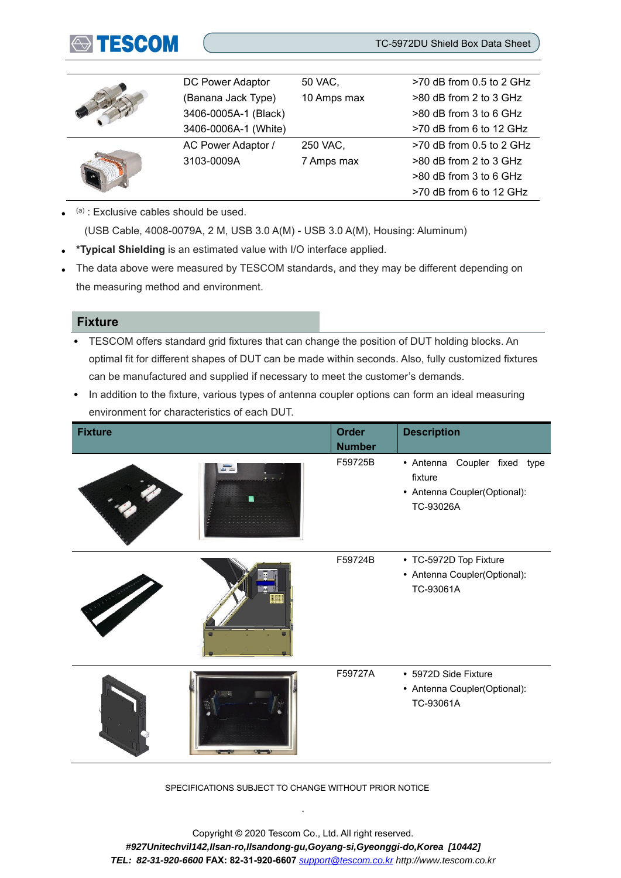| | | | |
|---|---|---|---|
| | DC Power Adaptor (Banana Jack Type) 3406-0005A-1 (Black) 3406-0006A-1 (White) | 50 VAC, 10 Amps max | >70 dB from 0.5 to 2 GHz >80 dB from 2 to 3 GHz >80 dB from 3 to 6 GHz >70 dB from 6 to 12 GHz |
| | AC Power Adaptor / 3103-0009A | 250 VAC, 7 Amps max | >70 dB from 0.5 to 2 GHz >80 dB from 2 to 3 GHz >80 dB from 3 to 6 GHz >70 dB from 6 to 12 GHz |

- [a] : Exclusive cables should be used.
  (USB Cable, 4008-0079A, 2 M, USB 3.0 A(M) - USB 3.0 A(M), Housing: Aluminum)
- ***Typical Shielding** is an estimated value with I/O interface applied.
- The data above were measured by TESCOM standards, and they may be different depending on the measuring method and environment.

## Fixture

- TESCOM offers standard grid fixtures that can change the position of DUT holding blocks. An optimal fit for different shapes of DUT can be made within seconds. Also, fully customized fixtures can be manufactured and supplied if necessary to meet the customer's demands.
- In addition to the fixture, various types of antenna coupler options can form an ideal measuring environment for characteristics of each DUT.

| Fixture | Order Number | Description |
|---|---|---|
| | F59725B | • Antenna Coupler fixed type fixture<br>• Antenna Coupler(Optional): TC-93026A |
| | F59724B | • TC-5972D Top Fixture<br>• Antenna Coupler(Optional): TC-93061A |
| | F59727A | • 5972D Side Fixture<br>• Antenna Coupler(Optional): TC-93061A |

SPECIFICATIONS SUBJECT TO CHANGE WITHOUT PRIOR NOTICE

Copyright © 2020 Tescom Co., Ltd. All right reserved.

***#927Unitechvil142,Ilsan-ro,Ilsandong-gu,Goyang-si,Gyeonggi-do,Korea [10442]***

***TEL: 82-31-920-6600*** **FAX: 82-31-920-6607** *support@tescom.co.kr http://www.tescom.co.kr*